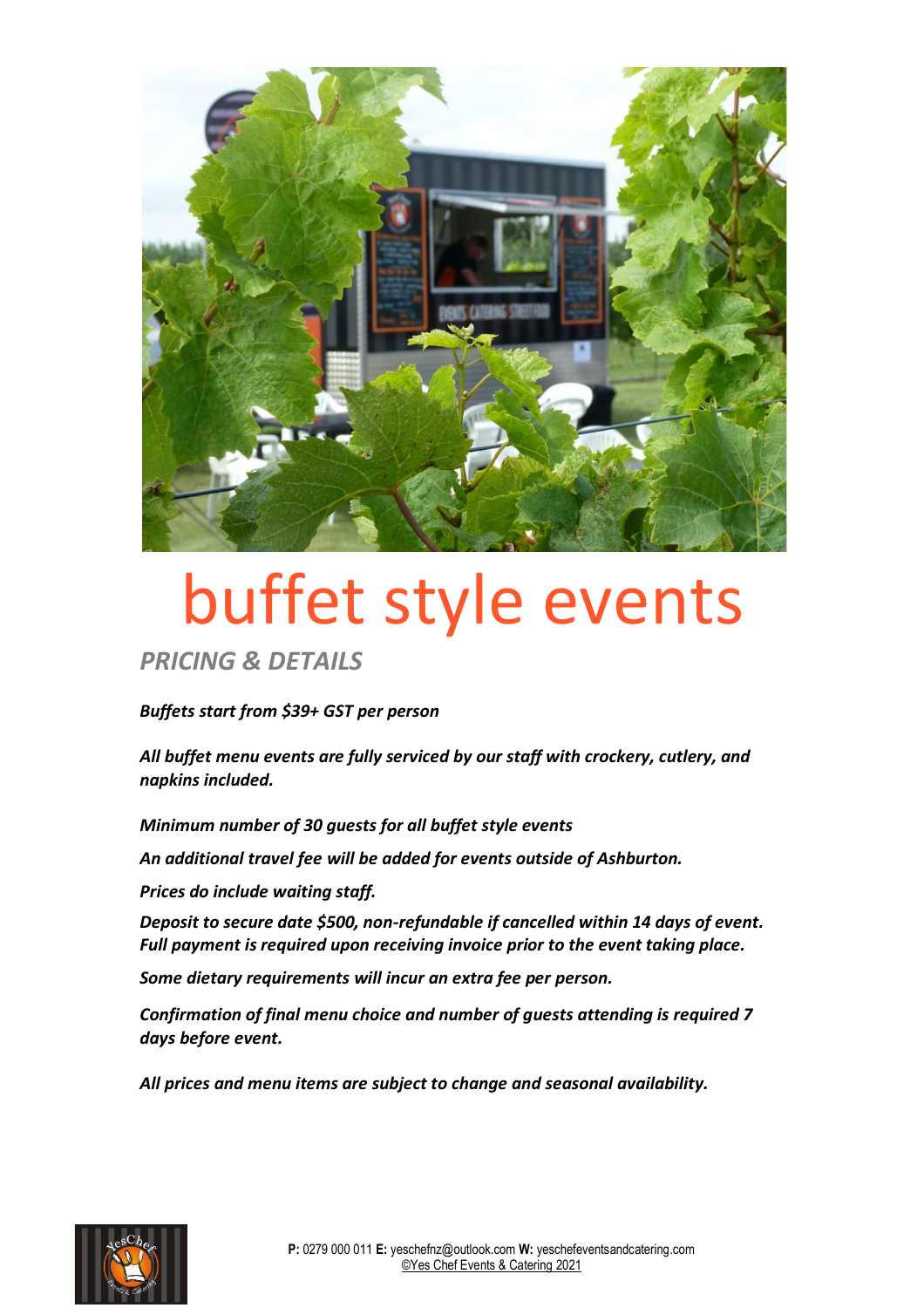# buffet style events

## *PRICING & DETAILS*

***Buffets start from $39+ GST per person***

***All buffet menu events are fully serviced by our staff with crockery, cutlery, and napkins included.***

***Minimum number of 30 guests for all buffet style events***

***An additional travel fee will be added for events outside of Ashburton.***

***Prices do include waiting staff.***

***Deposit to secure date $500, non-refundable if cancelled within 14 days of event. Full payment is required upon receiving invoice prior to the event taking place.***

***Some dietary requirements will incur an extra fee per person.***

***Confirmation of final menu choice and number of guests attending is required 7 days before event.***

***All prices and menu items are subject to change and seasonal availability.***

**P:** 0279 000 011 **E:** yeschefnz@outlook.com **W:** yeschefeventsandcatering.com
©Yes Chef Events & Catering 2021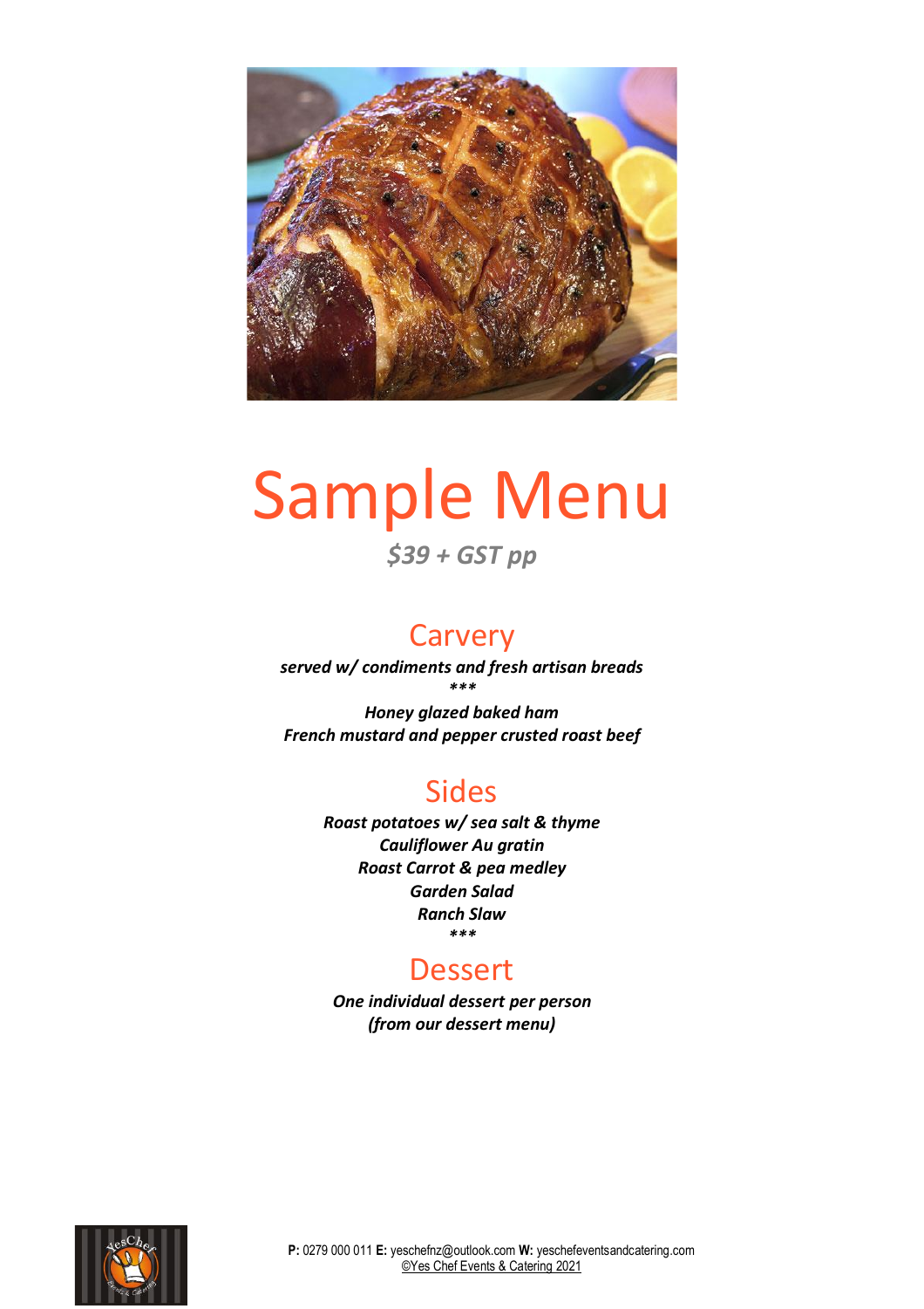# Sample Menu

***$39 + GST pp***

## Carvery

***served w/ condiments and fresh artisan breads***

******

***Honey glazed baked ham***
***French mustard and pepper crusted roast beef***

## Sides

***Roast potatoes w/ sea salt & thyme***
***Cauliflower Au gratin***
***Roast Carrot & pea medley***
***Garden Salad***
***Ranch Slaw***

******

## Dessert

***One individual dessert per person***
***(from our dessert menu)***

**P:** 0279 000 011 **E:** yeschefnz@outlook.com **W:** yeschefeventsandcatering.com
©Yes Chef Events & Catering 2021